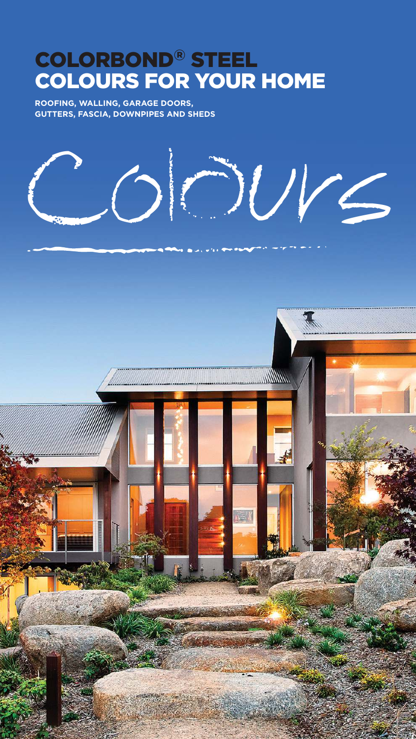# COLORBOND® STEEL COLOURS FOR YOUR HOME

**ROOFING, WALLING, GARAGE DOORS, GUTTERS, FASCIA, DOWNPIPES AND SHEDS**

Colours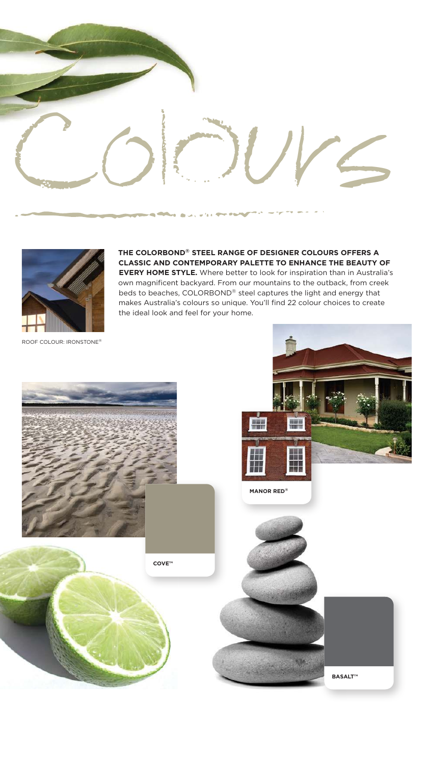# Colours

**THE COLORBOND® STEEL RANGE OF DESIGNER COLOURS OFFERS A CLASSIC AND CONTEMPORARY PALETTE TO ENHANCE THE BEAUTY OF EVERY HOME STYLE.** Where better to look for inspiration than in Australia's own magnificent backyard. From our mountains to the outback, from creek beds to beaches, COLORBOND® steel captures the light and energy that makes Australia's colours so unique. You'll find 22 colour choices to create the ideal look and feel for your home.

ROOF COLOUR: IRONSTONE®

**MANOR RED®**

**COVE™**

**BASALT™**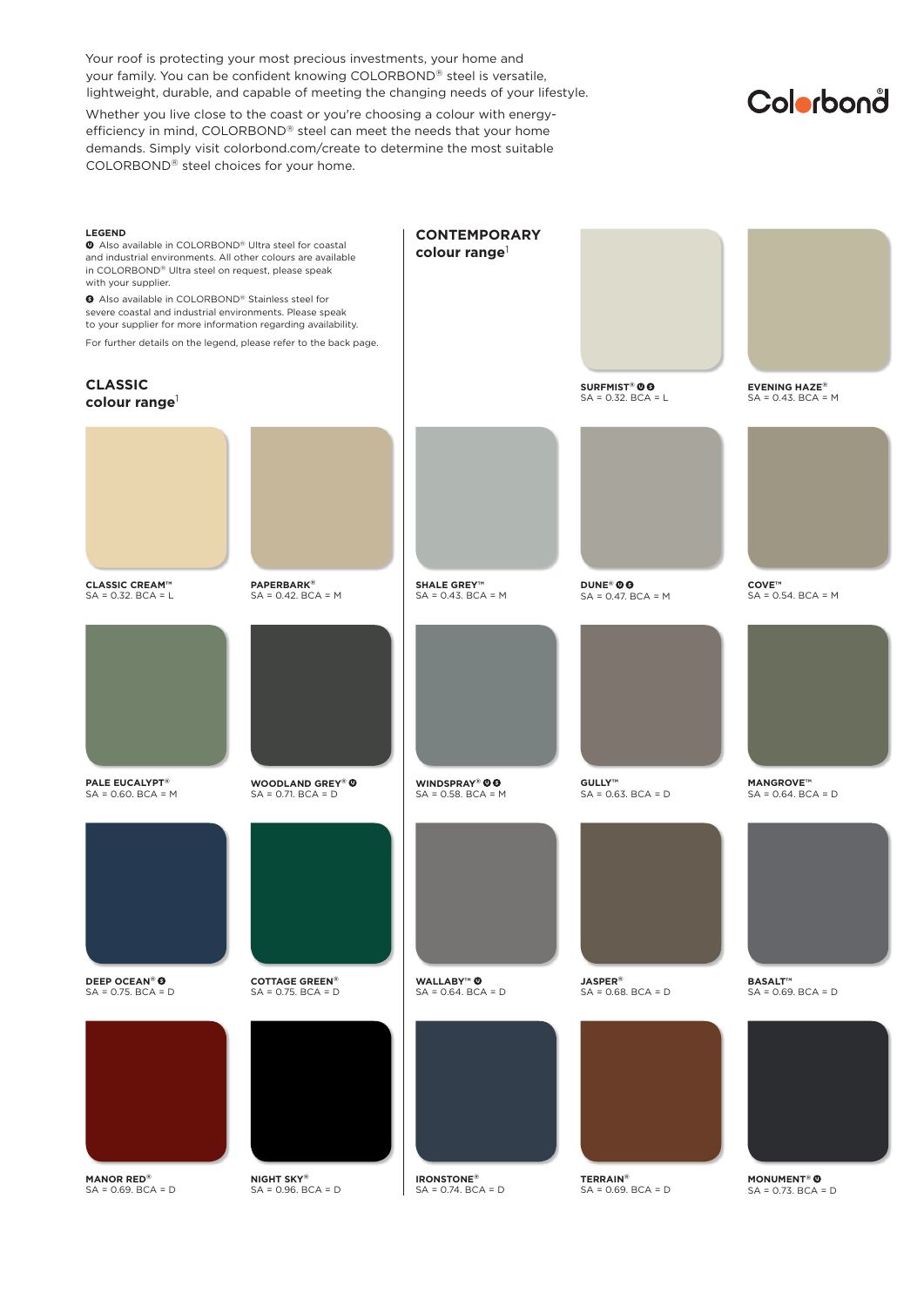Your roof is protecting your most precious investments, your home and your family. You can be confident knowing COLORBOND® steel is versatile, lightweight, durable, and capable of meeting the changing needs of your lifestyle.

Whether you live close to the coast or you're choosing a colour with energy-efficiency in mind, COLORBOND® steel can meet the needs that your home demands. Simply visit colorbond.com/create to determine the most suitable COLORBOND® steel choices for your home.

Colorbond®

**LEGEND**

❶ Also available in COLORBOND® Ultra steel for coastal and industrial environments. All other colours are available in COLORBOND® Ultra steel on request, please speak with your supplier.

❷ Also available in COLORBOND® Stainless steel for severe coastal and industrial environments. Please speak to your supplier for more information regarding availability.

For further details on the legend, please refer to the back page.

## CLASSIC colour range[1]

**CLASSIC CREAM™**
SA = 0.32. BCA = L

**PAPERBARK®**
SA = 0.42. BCA = M

**PALE EUCALYPT®**
SA = 0.60. BCA = M

**WOODLAND GREY® ❶**
SA = 0.71. BCA = D

**DEEP OCEAN® ❷**
SA = 0.75. BCA = D

**COTTAGE GREEN®**
SA = 0.75. BCA = D

**MANOR RED®**
SA = 0.69. BCA = D

**NIGHT SKY®**
SA = 0.96. BCA = D

## CONTEMPORARY colour range[1]

**SURFMIST® ❶ ❷**
SA = 0.32. BCA = L

**EVENING HAZE®**
SA = 0.43. BCA = M

**SHALE GREY™**
SA = 0.43. BCA = M

**DUNE® ❶ ❷**
SA = 0.47. BCA = M

**COVE™**
SA = 0.54. BCA = M

**WINDSPRAY® ❶ ❷**
SA = 0.58. BCA = M

**GULLY™**
SA = 0.63. BCA = D

**MANGROVE™**
SA = 0.64. BCA = D

**WALLABY™ ❶**
SA = 0.64. BCA = D

**JASPER®**
SA = 0.68. BCA = D

**BASALT™**
SA = 0.69. BCA = D

**IRONSTONE®**
SA = 0.74. BCA = D

**TERRAIN®**
SA = 0.69. BCA = D

**MONUMENT® ❶**
SA = 0.73. BCA = D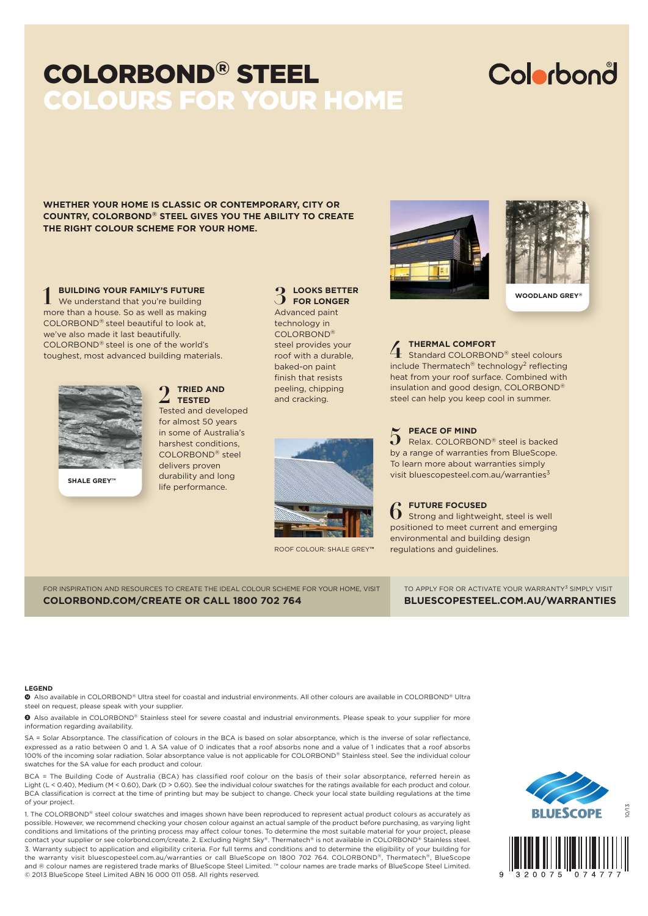# COLORBOND® STEEL COLOURS FOR YOUR HOME

Colorbond®

**WHETHER YOUR HOME IS CLASSIC OR CONTEMPORARY, CITY OR COUNTRY, COLORBOND® STEEL GIVES YOU THE ABILITY TO CREATE THE RIGHT COLOUR SCHEME FOR YOUR HOME.**

WOODLAND GREY®

### 1 BUILDING YOUR FAMILY'S FUTURE

We understand that you're building more than a house. So as well as making COLORBOND® steel beautiful to look at, we've also made it last beautifully. COLORBOND® steel is one of the world's toughest, most advanced building materials.

SHALE GREY™

### 2 TRIED AND TESTED

Tested and developed for almost 50 years in some of Australia's harshest conditions, COLORBOND® steel delivers proven durability and long life performance.

### 3 LOOKS BETTER FOR LONGER

Advanced paint technology in COLORBOND® steel provides your roof with a durable, baked-on paint finish that resists peeling, chipping and cracking.

ROOF COLOUR: SHALE GREY™

### 4 THERMAL COMFORT

Standard COLORBOND® steel colours include Thermatech® technology[2] reflecting heat from your roof surface. Combined with insulation and good design, COLORBOND® steel can help you keep cool in summer.

### 5 PEACE OF MIND

Relax. COLORBOND® steel is backed by a range of warranties from BlueScope. To learn more about warranties simply visit bluescopesteel.com.au/warranties[3]

### 6 FUTURE FOCUSED

Strong and lightweight, steel is well positioned to meet current and emerging environmental and building design regulations and guidelines.

FOR INSPIRATION AND RESOURCES TO CREATE THE IDEAL COLOUR SCHEME FOR YOUR HOME, VISIT **COLORBOND.COM/CREATE OR CALL 1800 702 764**

TO APPLY FOR OR ACTIVATE YOUR WARRANTY[3] SIMPLY VISIT **BLUESCOPESTEEL.COM.AU/WARRANTIES**

**LEGEND**

❶ Also available in COLORBOND® Ultra steel for coastal and industrial environments. All other colours are available in COLORBOND® Ultra steel on request, please speak with your supplier.

❷ Also available in COLORBOND® Stainless steel for severe coastal and industrial environments. Please speak to your supplier for more information regarding availability.

SA = Solar Absorptance. The classification of colours in the BCA is based on solar absorptance, which is the inverse of solar reflectance, expressed as a ratio between 0 and 1. A SA value of 0 indicates that a roof absorbs none and a value of 1 indicates that a roof absorbs 100% of the incoming solar radiation. Solar absorptance value is not applicable for COLORBOND® Stainless steel. See the individual colour swatches for the SA value for each product and colour.

BCA = The Building Code of Australia (BCA) has classified roof colour on the basis of their solar absorptance, referred herein as Light (L < 0.40), Medium (M < 0.60), Dark (D > 0.60). See the individual colour swatches for the ratings available for each product and colour. BCA classification is correct at the time of printing but may be subject to change. Check your local state building regulations at the time of your project.

1. The COLORBOND® steel colour swatches and images shown have been reproduced to represent actual product colours as accurately as possible. However, we recommend checking your chosen colour against an actual sample of the product before purchasing, as varying light conditions and limitations of the printing process may affect colour tones. To determine the most suitable material for your project, please contact your supplier or see colorbond.com/create. 2. Excluding Night Sky®. Thermatech® is not available in COLORBOND® Stainless steel. 3. Warranty subject to application and eligibility criteria. For full terms and conditions and to determine the eligibility of your building for the warranty visit bluescopesteel.com.au/warranties or call BlueScope on 1800 702 764. COLORBOND®, Thermatech®, BlueScope and ® colour names are registered trade marks of BlueScope Steel Limited. ™ colour names are trade marks of BlueScope Steel Limited. © 2013 BlueScope Steel Limited ABN 16 000 011 058. All rights reserved.

BLUESCOPE

10/13

9 320075 074777